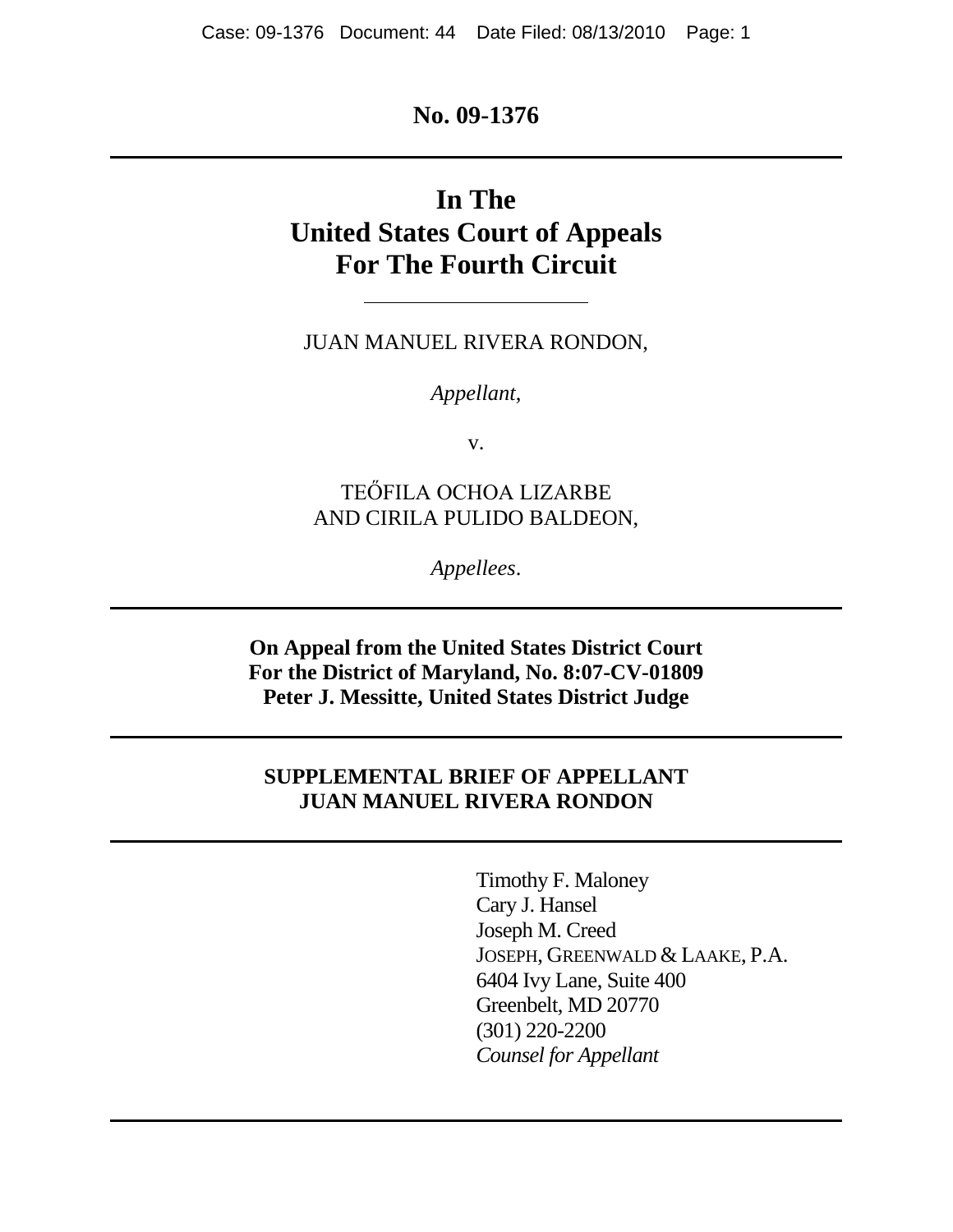**No. 09-1376**

---

# In The United States Court of Appeals For The Fourth Circuit

---

JUAN MANUEL RIVERA RONDON,

*Appellant*,

v.

TEŐFILA OCHOA LIZARBE AND CIRILA PULIDO BALDEON,

*Appellees*.

---

**On Appeal from the United States District Court For the District of Maryland, No. 8:07-CV-01809 Peter J. Messitte, United States District Judge**

---

**SUPPLEMENTAL BRIEF OF APPELLANT JUAN MANUEL RIVERA RONDON**

---

Timothy F. Maloney
Cary J. Hansel
Joseph M. Creed
JOSEPH, GREENWALD & LAAKE, P.A.
6404 Ivy Lane, Suite 400
Greenbelt, MD 20770
(301) 220-2200
*Counsel for Appellant*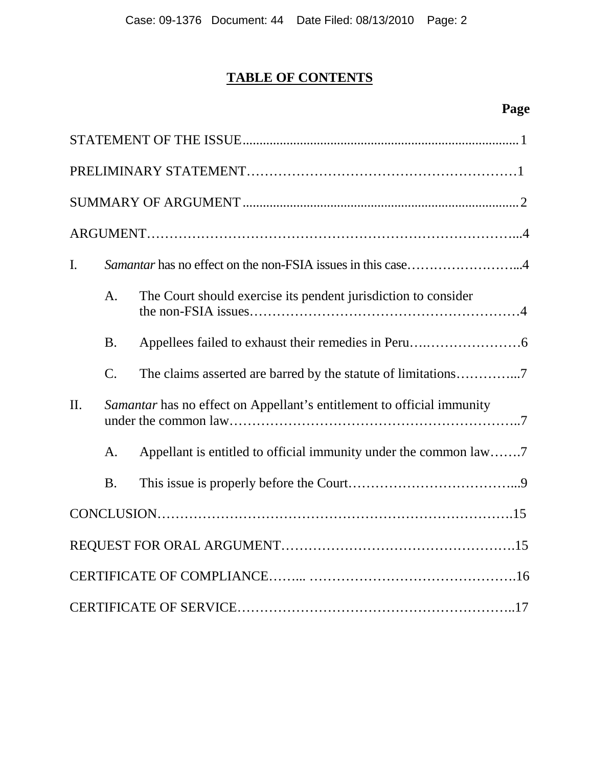# TABLE OF CONTENTS

**Page**

STATEMENT OF THE ISSUE .......... 1

PRELIMINARY STATEMENT .......... 1

SUMMARY OF ARGUMENT .......... 2

ARGUMENT .......... 4

I. *Samantar* has no effect on the non-FSIA issues in this case .......... 4

- A. The Court should exercise its pendent jurisdiction to consider the non-FSIA issues .......... 4
- B. Appellees failed to exhaust their remedies in Peru .......... 6
- C. The claims asserted are barred by the statute of limitations .......... 7

II. *Samantar* has no effect on Appellant's entitlement to official immunity under the common law .......... 7

- A. Appellant is entitled to official immunity under the common law .......... 7
- B. This issue is properly before the Court .......... 9

CONCLUSION .......... 15

REQUEST FOR ORAL ARGUMENT .......... 15

CERTIFICATE OF COMPLIANCE .......... 16

CERTIFICATE OF SERVICE .......... 17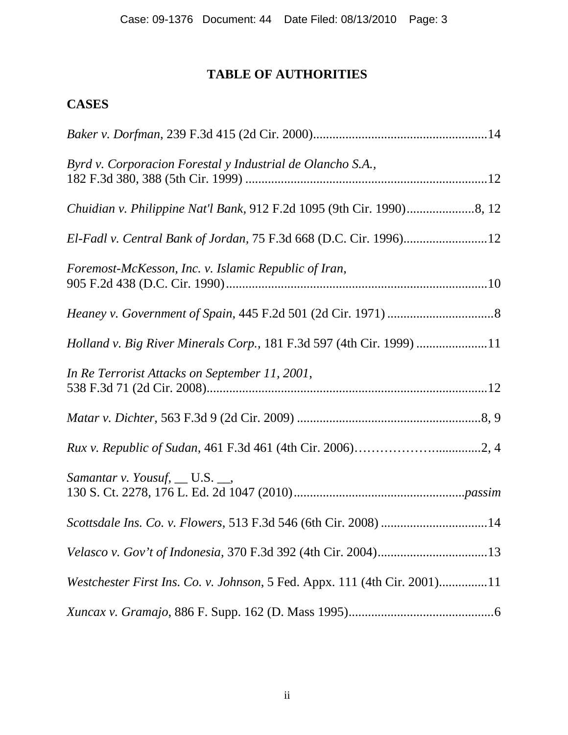# TABLE OF AUTHORITIES

## CASES

*Baker v. Dorfman*, 239 F.3d 415 (2d Cir. 2000)......................................................14

*Byrd v. Corporacion Forestal y Industrial de Olancho S.A.*, 182 F.3d 380, 388 (5th Cir. 1999) ..........................................................................12

*Chuidian v. Philippine Nat'l Bank*, 912 F.2d 1095 (9th Cir. 1990).....................8, 12

*El-Fadl v. Central Bank of Jordan*, 75 F.3d 668 (D.C. Cir. 1996)..........................12

*Foremost-McKesson, Inc. v. Islamic Republic of Iran*, 905 F.2d 438 (D.C. Cir. 1990)................................................................................10

*Heaney v. Government of Spain*, 445 F.2d 501 (2d Cir. 1971) .................................8

*Holland v. Big River Minerals Corp.*, 181 F.3d 597 (4th Cir. 1999) .....................11

*In Re Terrorist Attacks on September 11, 2001*, 538 F.3d 71 (2d Cir. 2008).......................................................................................12

*Matar v. Dichter*, 563 F.3d 9 (2d Cir. 2009) .........................................................8, 9

*Rux v. Republic of Sudan*, 461 F.3d 461 (4th Cir. 2006)……………….............2, 4

*Samantar v. Yousuf*, __ U.S. __, 130 S. Ct. 2278, 176 L. Ed. 2d 1047 (2010)....................................................*passim*

*Scottsdale Ins. Co. v. Flowers*, 513 F.3d 546 (6th Cir. 2008) .................................14

*Velasco v. Gov't of Indonesia*, 370 F.3d 392 (4th Cir. 2004)..................................13

*Westchester First Ins. Co. v. Johnson*, 5 Fed. Appx. 111 (4th Cir. 2001)...............11

*Xuncax v. Gramajo*, 886 F. Supp. 162 (D. Mass 1995).............................................6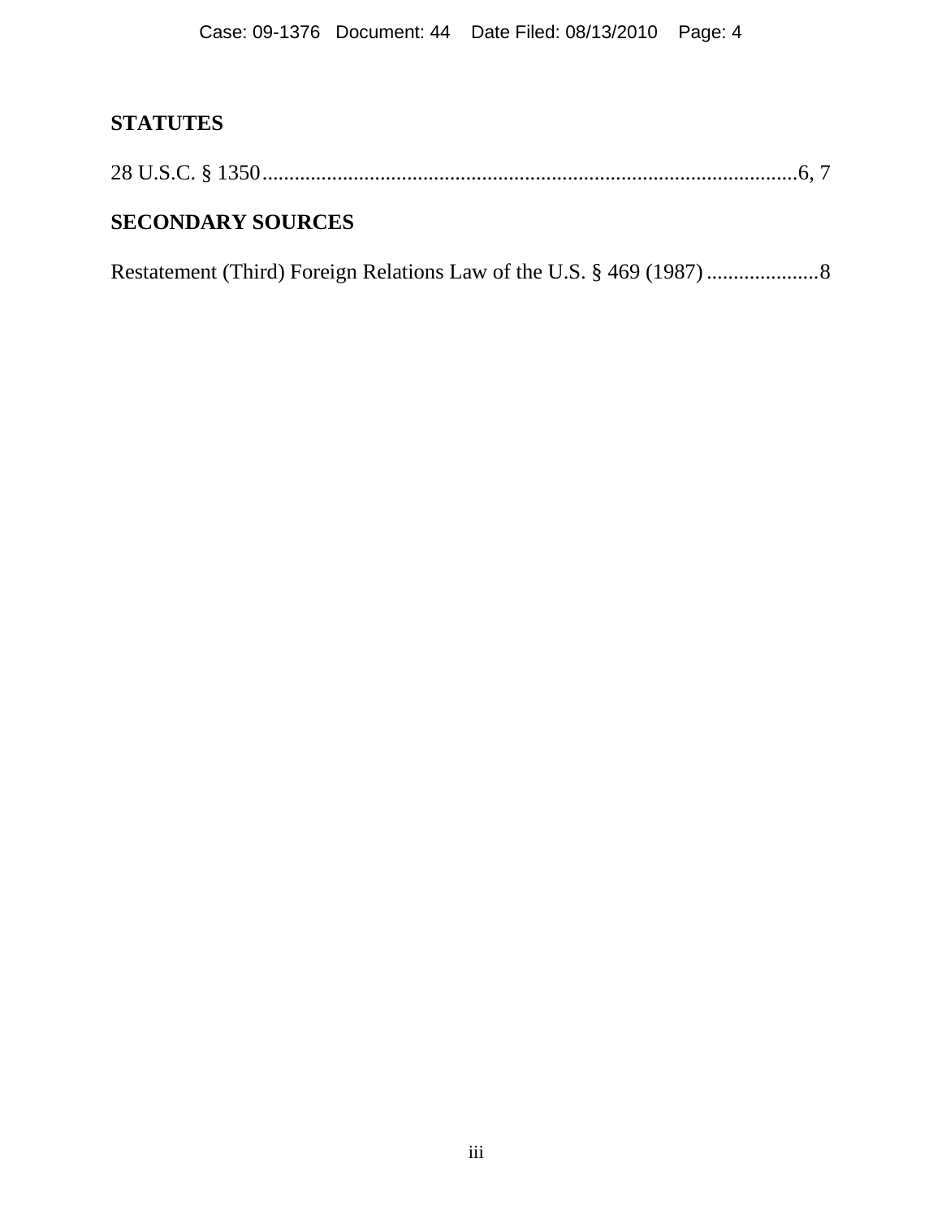**STATUTES**

28 U.S.C. § 1350........................................................................................................6, 7

**SECONDARY SOURCES**

Restatement (Third) Foreign Relations Law of the U.S. § 469 (1987).....................8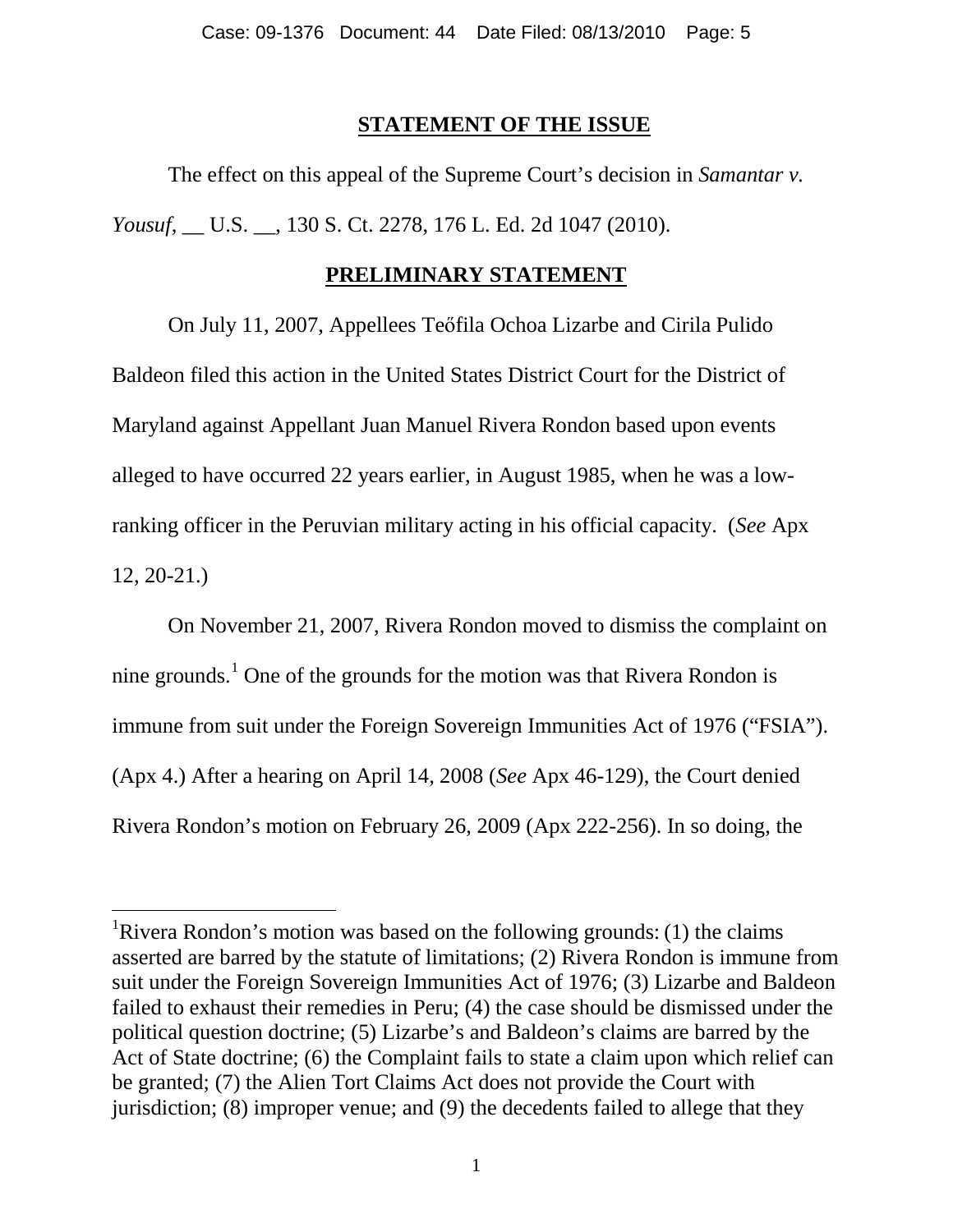## STATEMENT OF THE ISSUE

The effect on this appeal of the Supreme Court's decision in *Samantar v. Yousuf*, __ U.S. __, 130 S. Ct. 2278, 176 L. Ed. 2d 1047 (2010).

## PRELIMINARY STATEMENT

On July 11, 2007, Appellees Teőfila Ochoa Lizarbe and Cirila Pulido Baldeon filed this action in the United States District Court for the District of Maryland against Appellant Juan Manuel Rivera Rondon based upon events alleged to have occurred 22 years earlier, in August 1985, when he was a low-ranking officer in the Peruvian military acting in his official capacity. (*See* Apx 12, 20-21.)

On November 21, 2007, Rivera Rondon moved to dismiss the complaint on nine grounds.[1] One of the grounds for the motion was that Rivera Rondon is immune from suit under the Foreign Sovereign Immunities Act of 1976 ("FSIA"). (Apx 4.) After a hearing on April 14, 2008 (*See* Apx 46-129), the Court denied Rivera Rondon's motion on February 26, 2009 (Apx 222-256). In so doing, the

---

[1] Rivera Rondon's motion was based on the following grounds: (1) the claims asserted are barred by the statute of limitations; (2) Rivera Rondon is immune from suit under the Foreign Sovereign Immunities Act of 1976; (3) Lizarbe and Baldeon failed to exhaust their remedies in Peru; (4) the case should be dismissed under the political question doctrine; (5) Lizarbe's and Baldeon's claims are barred by the Act of State doctrine; (6) the Complaint fails to state a claim upon which relief can be granted; (7) the Alien Tort Claims Act does not provide the Court with jurisdiction; (8) improper venue; and (9) the decedents failed to allege that they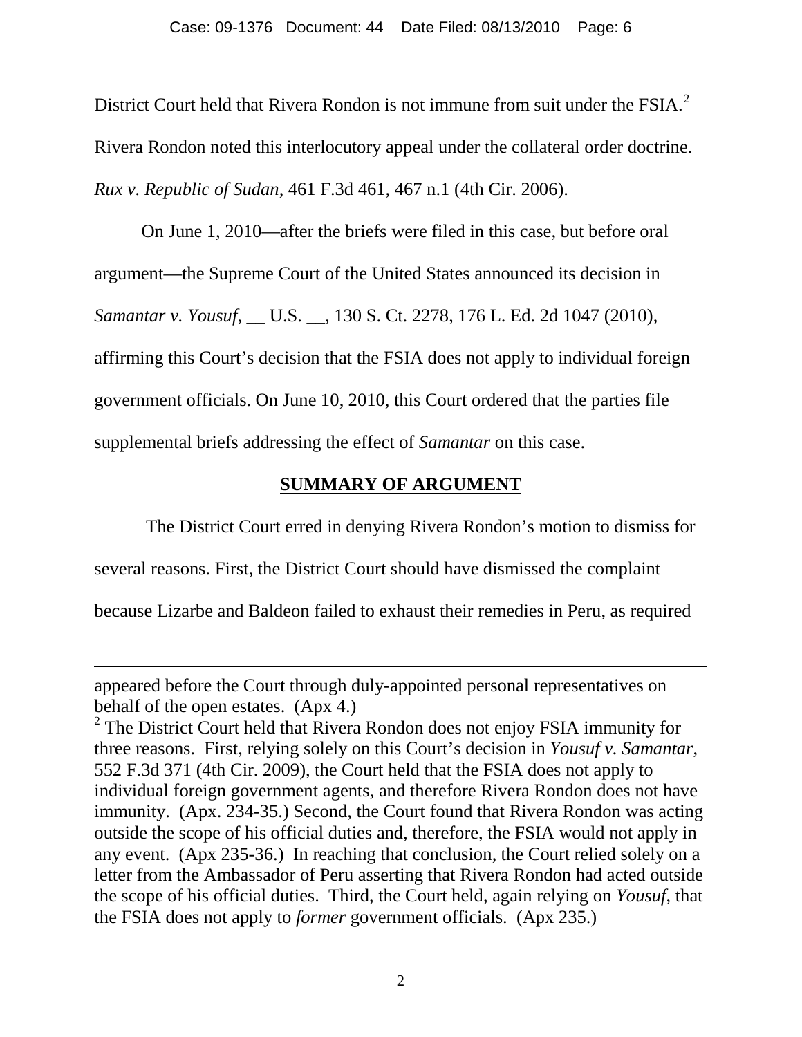District Court held that Rivera Rondon is not immune from suit under the FSIA.[2] Rivera Rondon noted this interlocutory appeal under the collateral order doctrine. *Rux v. Republic of Sudan*, 461 F.3d 461, 467 n.1 (4th Cir. 2006).

On June 1, 2010—after the briefs were filed in this case, but before oral argument—the Supreme Court of the United States announced its decision in *Samantar v. Yousuf*, __ U.S. __, 130 S. Ct. 2278, 176 L. Ed. 2d 1047 (2010), affirming this Court's decision that the FSIA does not apply to individual foreign government officials. On June 10, 2010, this Court ordered that the parties file supplemental briefs addressing the effect of *Samantar* on this case.

## SUMMARY OF ARGUMENT

The District Court erred in denying Rivera Rondon's motion to dismiss for several reasons. First, the District Court should have dismissed the complaint because Lizarbe and Baldeon failed to exhaust their remedies in Peru, as required

---

appeared before the Court through duly-appointed personal representatives on behalf of the open estates. (Apx 4.)

[2] The District Court held that Rivera Rondon does not enjoy FSIA immunity for three reasons. First, relying solely on this Court's decision in *Yousuf v. Samantar*, 552 F.3d 371 (4th Cir. 2009), the Court held that the FSIA does not apply to individual foreign government agents, and therefore Rivera Rondon does not have immunity. (Apx. 234-35.) Second, the Court found that Rivera Rondon was acting outside the scope of his official duties and, therefore, the FSIA would not apply in any event. (Apx 235-36.) In reaching that conclusion, the Court relied solely on a letter from the Ambassador of Peru asserting that Rivera Rondon had acted outside the scope of his official duties. Third, the Court held, again relying on *Yousuf*, that the FSIA does not apply to *former* government officials. (Apx 235.)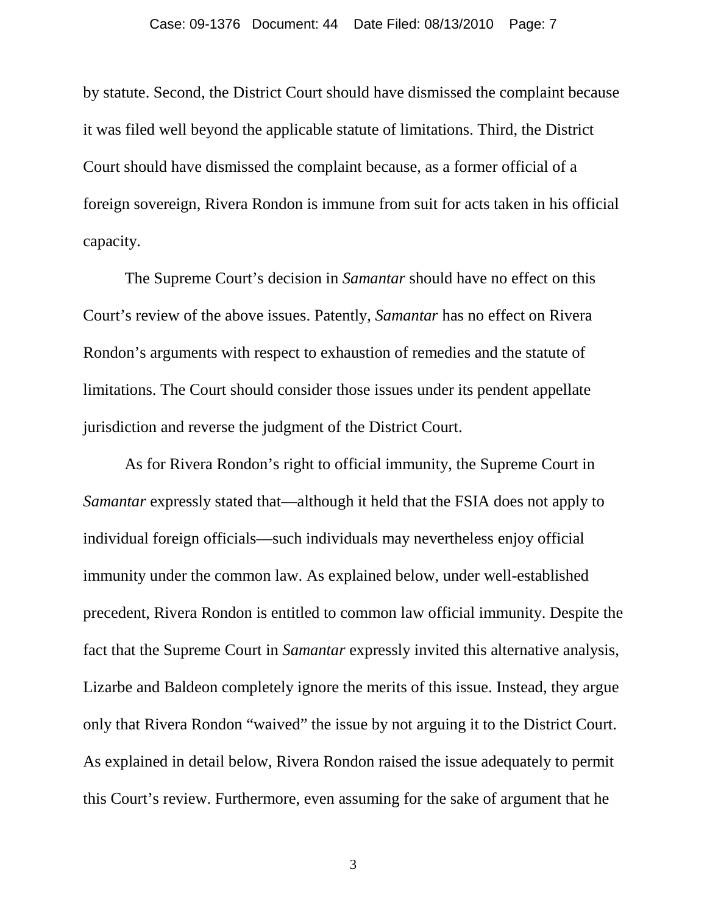by statute. Second, the District Court should have dismissed the complaint because it was filed well beyond the applicable statute of limitations. Third, the District Court should have dismissed the complaint because, as a former official of a foreign sovereign, Rivera Rondon is immune from suit for acts taken in his official capacity.

The Supreme Court's decision in *Samantar* should have no effect on this Court's review of the above issues. Patently, *Samantar* has no effect on Rivera Rondon's arguments with respect to exhaustion of remedies and the statute of limitations. The Court should consider those issues under its pendent appellate jurisdiction and reverse the judgment of the District Court.

As for Rivera Rondon's right to official immunity, the Supreme Court in *Samantar* expressly stated that—although it held that the FSIA does not apply to individual foreign officials—such individuals may nevertheless enjoy official immunity under the common law. As explained below, under well-established precedent, Rivera Rondon is entitled to common law official immunity. Despite the fact that the Supreme Court in *Samantar* expressly invited this alternative analysis, Lizarbe and Baldeon completely ignore the merits of this issue. Instead, they argue only that Rivera Rondon "waived" the issue by not arguing it to the District Court. As explained in detail below, Rivera Rondon raised the issue adequately to permit this Court's review. Furthermore, even assuming for the sake of argument that he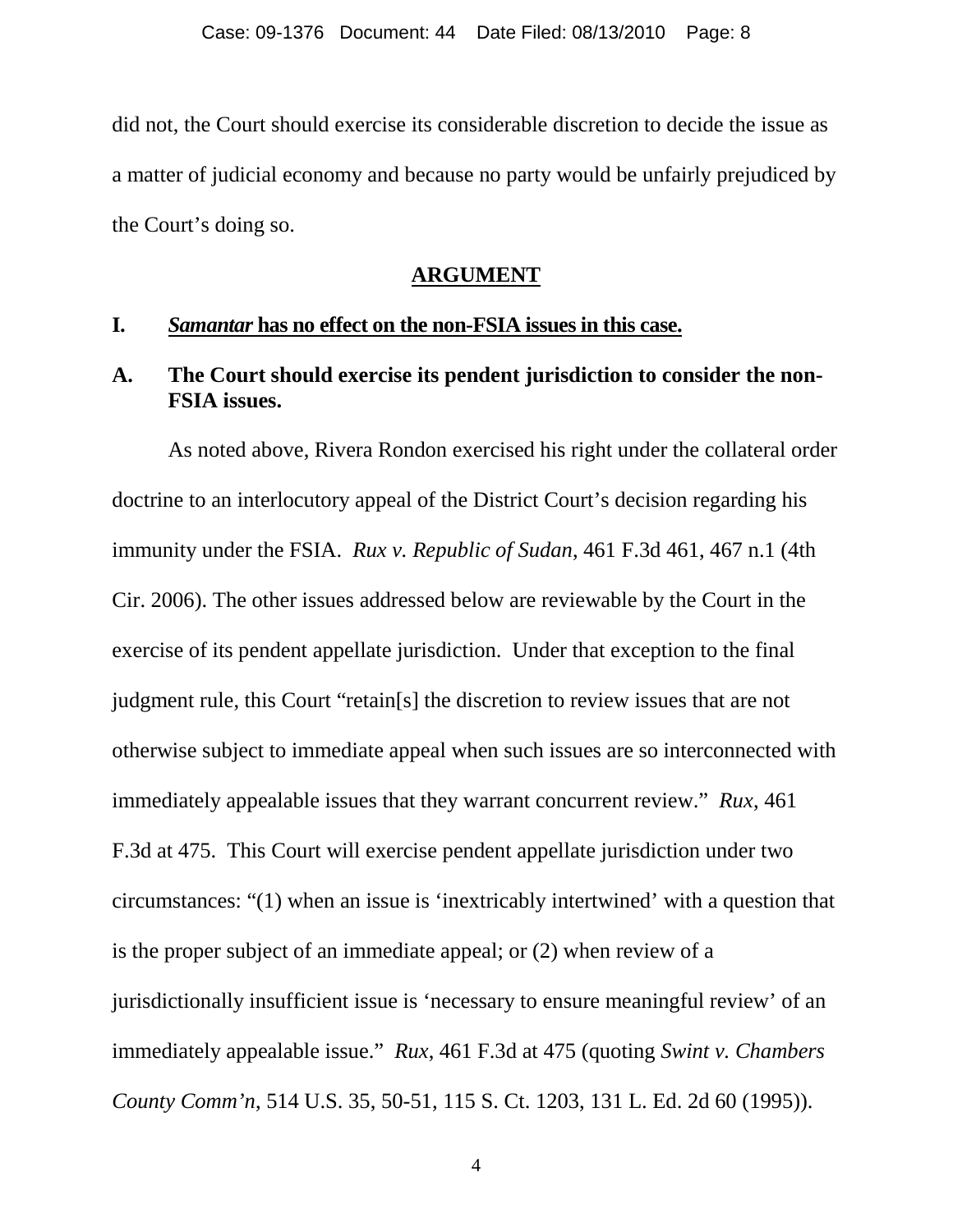did not, the Court should exercise its considerable discretion to decide the issue as a matter of judicial economy and because no party would be unfairly prejudiced by the Court's doing so.

## ARGUMENT

### I. *Samantar* has no effect on the non-FSIA issues in this case.

### A. The Court should exercise its pendent jurisdiction to consider the non-FSIA issues.

As noted above, Rivera Rondon exercised his right under the collateral order doctrine to an interlocutory appeal of the District Court's decision regarding his immunity under the FSIA. *Rux v. Republic of Sudan*, 461 F.3d 461, 467 n.1 (4th Cir. 2006). The other issues addressed below are reviewable by the Court in the exercise of its pendent appellate jurisdiction. Under that exception to the final judgment rule, this Court "retain[s] the discretion to review issues that are not otherwise subject to immediate appeal when such issues are so interconnected with immediately appealable issues that they warrant concurrent review." *Rux*, 461 F.3d at 475. This Court will exercise pendent appellate jurisdiction under two circumstances: "(1) when an issue is 'inextricably intertwined' with a question that is the proper subject of an immediate appeal; or (2) when review of a jurisdictionally insufficient issue is 'necessary to ensure meaningful review' of an immediately appealable issue." *Rux*, 461 F.3d at 475 (quoting *Swint v. Chambers County Comm'n*, 514 U.S. 35, 50-51, 115 S. Ct. 1203, 131 L. Ed. 2d 60 (1995)).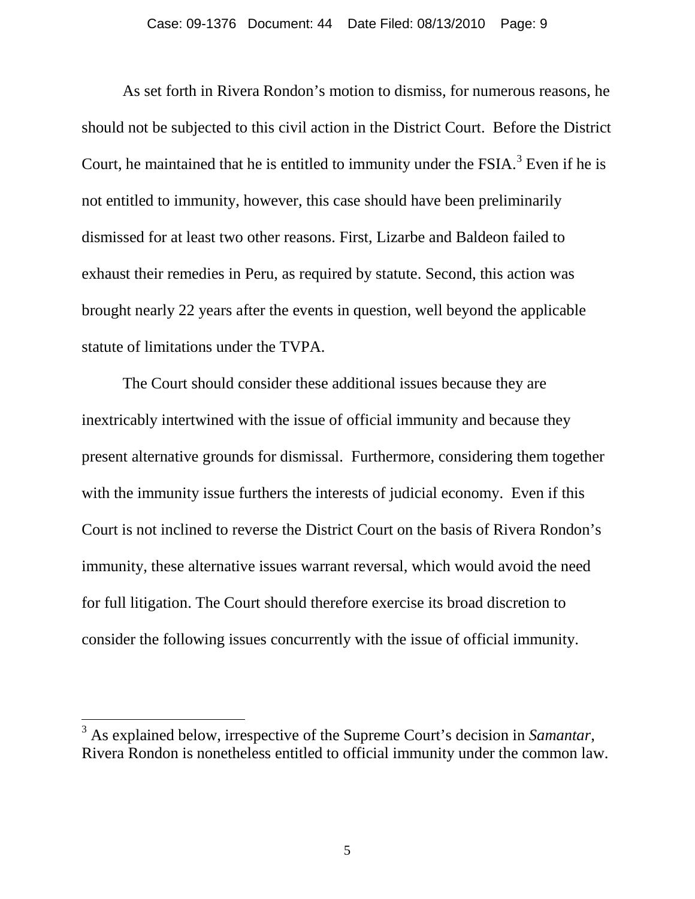As set forth in Rivera Rondon's motion to dismiss, for numerous reasons, he should not be subjected to this civil action in the District Court. Before the District Court, he maintained that he is entitled to immunity under the FSIA.[3] Even if he is not entitled to immunity, however, this case should have been preliminarily dismissed for at least two other reasons. First, Lizarbe and Baldeon failed to exhaust their remedies in Peru, as required by statute. Second, this action was brought nearly 22 years after the events in question, well beyond the applicable statute of limitations under the TVPA.

The Court should consider these additional issues because they are inextricably intertwined with the issue of official immunity and because they present alternative grounds for dismissal. Furthermore, considering them together with the immunity issue furthers the interests of judicial economy. Even if this Court is not inclined to reverse the District Court on the basis of Rivera Rondon's immunity, these alternative issues warrant reversal, which would avoid the need for full litigation. The Court should therefore exercise its broad discretion to consider the following issues concurrently with the issue of official immunity.

---

[3] As explained below, irrespective of the Supreme Court's decision in *Samantar*, Rivera Rondon is nonetheless entitled to official immunity under the common law.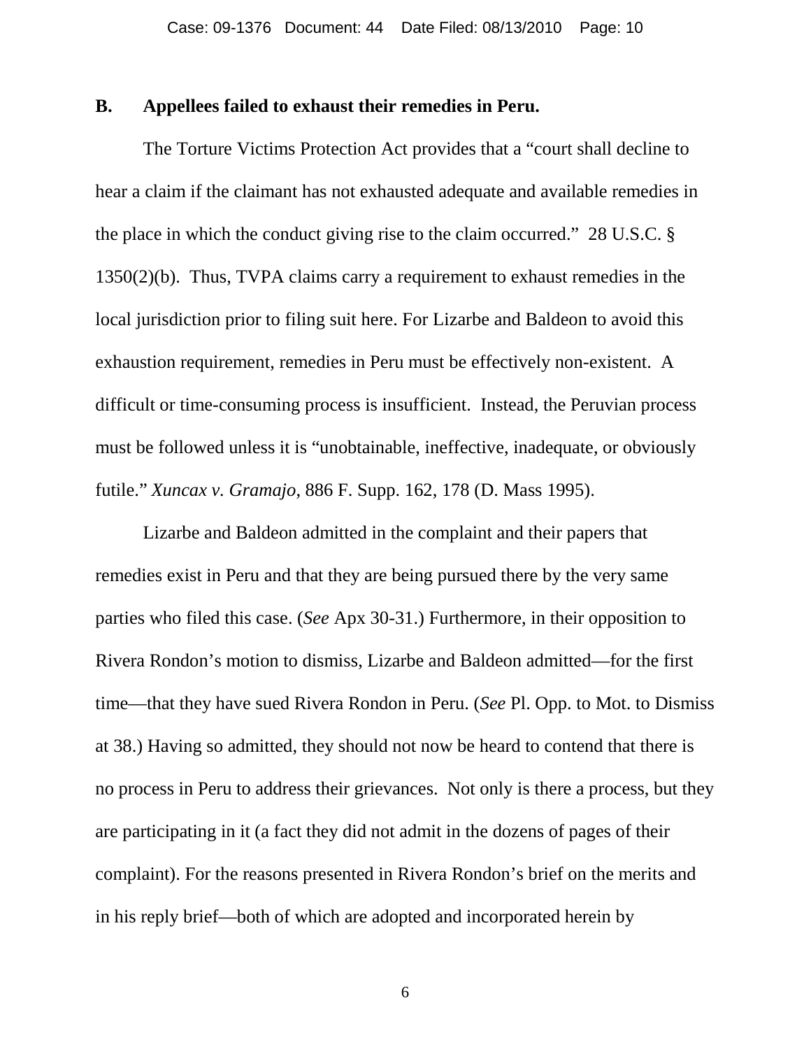### B. Appellees failed to exhaust their remedies in Peru.

The Torture Victims Protection Act provides that a "court shall decline to hear a claim if the claimant has not exhausted adequate and available remedies in the place in which the conduct giving rise to the claim occurred." 28 U.S.C. § 1350(2)(b). Thus, TVPA claims carry a requirement to exhaust remedies in the local jurisdiction prior to filing suit here. For Lizarbe and Baldeon to avoid this exhaustion requirement, remedies in Peru must be effectively non-existent. A difficult or time-consuming process is insufficient. Instead, the Peruvian process must be followed unless it is "unobtainable, ineffective, inadequate, or obviously futile." *Xuncax v. Gramajo*, 886 F. Supp. 162, 178 (D. Mass 1995).

Lizarbe and Baldeon admitted in the complaint and their papers that remedies exist in Peru and that they are being pursued there by the very same parties who filed this case. (*See* Apx 30-31.) Furthermore, in their opposition to Rivera Rondon's motion to dismiss, Lizarbe and Baldeon admitted—for the first time—that they have sued Rivera Rondon in Peru. (*See* Pl. Opp. to Mot. to Dismiss at 38.) Having so admitted, they should not now be heard to contend that there is no process in Peru to address their grievances. Not only is there a process, but they are participating in it (a fact they did not admit in the dozens of pages of their complaint). For the reasons presented in Rivera Rondon's brief on the merits and in his reply brief—both of which are adopted and incorporated herein by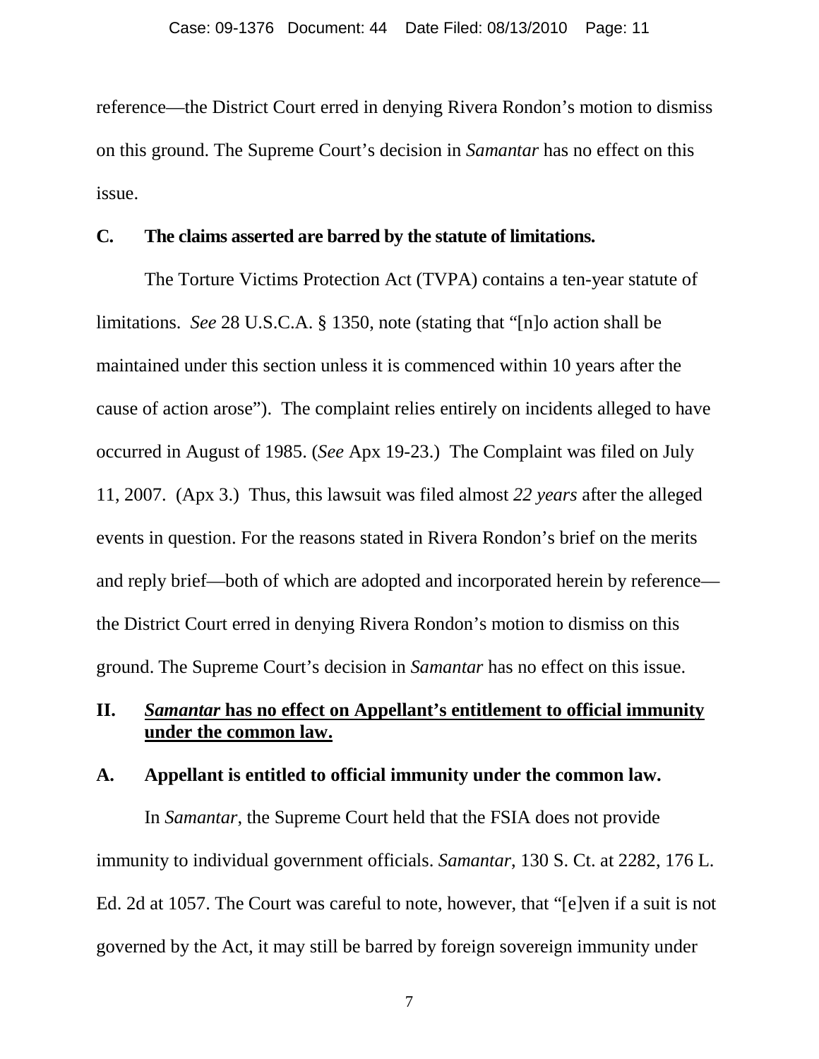reference—the District Court erred in denying Rivera Rondon's motion to dismiss on this ground. The Supreme Court's decision in *Samantar* has no effect on this issue.

### C. The claims asserted are barred by the statute of limitations.

The Torture Victims Protection Act (TVPA) contains a ten-year statute of limitations. *See* 28 U.S.C.A. § 1350, note (stating that "[n]o action shall be maintained under this section unless it is commenced within 10 years after the cause of action arose"). The complaint relies entirely on incidents alleged to have occurred in August of 1985. (*See* Apx 19-23.) The Complaint was filed on July 11, 2007. (Apx 3.) Thus, this lawsuit was filed almost *22 years* after the alleged events in question. For the reasons stated in Rivera Rondon's brief on the merits and reply brief—both of which are adopted and incorporated herein by reference—the District Court erred in denying Rivera Rondon's motion to dismiss on this ground. The Supreme Court's decision in *Samantar* has no effect on this issue.

## II. *Samantar* has no effect on Appellant's entitlement to official immunity under the common law.

### A. Appellant is entitled to official immunity under the common law.

In *Samantar*, the Supreme Court held that the FSIA does not provide immunity to individual government officials. *Samantar*, 130 S. Ct. at 2282, 176 L. Ed. 2d at 1057. The Court was careful to note, however, that "[e]ven if a suit is not governed by the Act, it may still be barred by foreign sovereign immunity under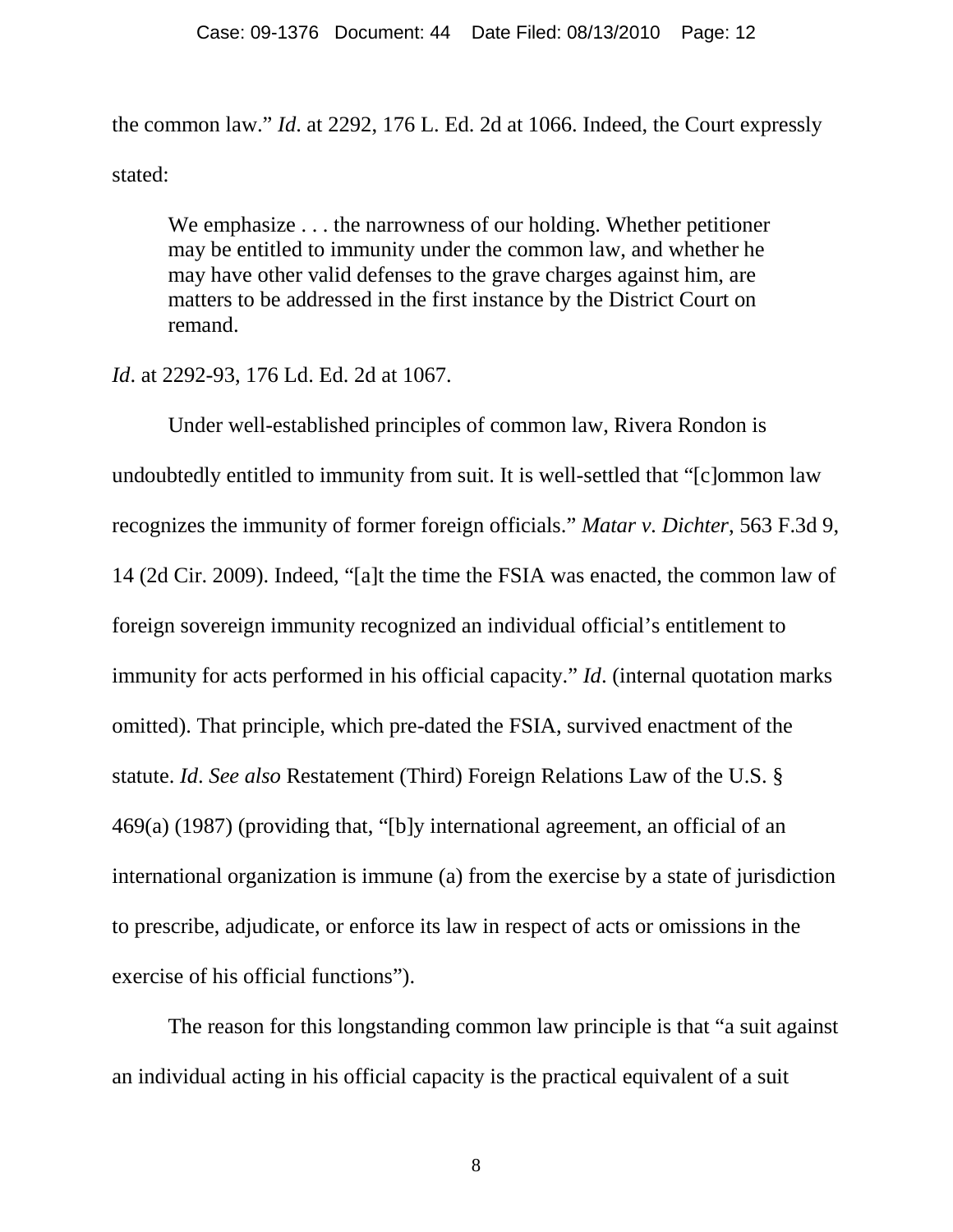the common law." *Id*. at 2292, 176 L. Ed. 2d at 1066. Indeed, the Court expressly stated:

> We emphasize . . . the narrowness of our holding. Whether petitioner may be entitled to immunity under the common law, and whether he may have other valid defenses to the grave charges against him, are matters to be addressed in the first instance by the District Court on remand.

*Id*. at 2292-93, 176 Ld. Ed. 2d at 1067.

Under well-established principles of common law, Rivera Rondon is undoubtedly entitled to immunity from suit. It is well-settled that "[c]ommon law recognizes the immunity of former foreign officials." *Matar v. Dichter*, 563 F.3d 9, 14 (2d Cir. 2009). Indeed, "[a]t the time the FSIA was enacted, the common law of foreign sovereign immunity recognized an individual official's entitlement to immunity for acts performed in his official capacity." *Id*. (internal quotation marks omitted). That principle, which pre-dated the FSIA, survived enactment of the statute. *Id*. *See also* Restatement (Third) Foreign Relations Law of the U.S. § 469(a) (1987) (providing that, "[b]y international agreement, an official of an international organization is immune (a) from the exercise by a state of jurisdiction to prescribe, adjudicate, or enforce its law in respect of acts or omissions in the exercise of his official functions").

The reason for this longstanding common law principle is that "a suit against an individual acting in his official capacity is the practical equivalent of a suit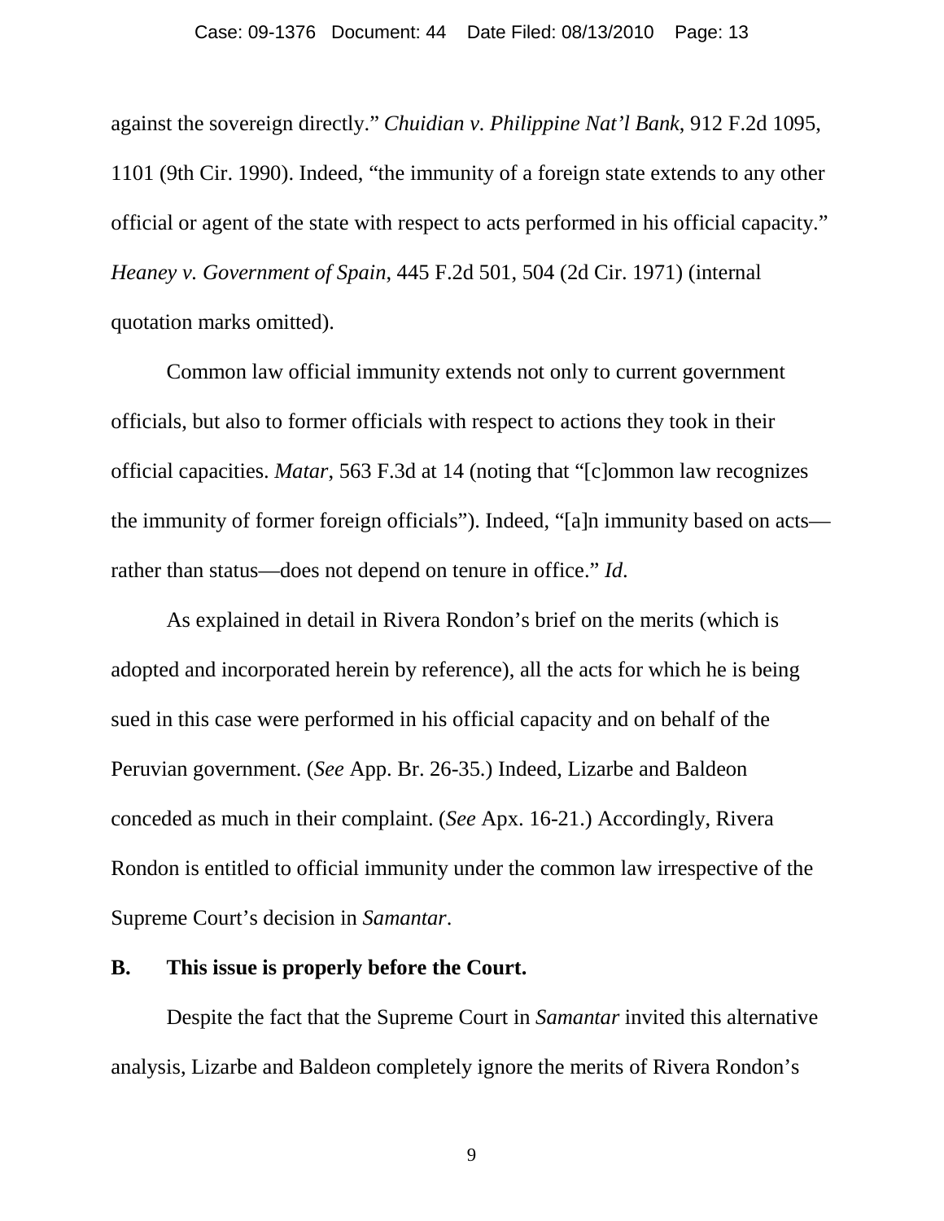against the sovereign directly." *Chuidian v. Philippine Nat'l Bank*, 912 F.2d 1095, 1101 (9th Cir. 1990). Indeed, "the immunity of a foreign state extends to any other official or agent of the state with respect to acts performed in his official capacity." *Heaney v. Government of Spain*, 445 F.2d 501, 504 (2d Cir. 1971) (internal quotation marks omitted).

Common law official immunity extends not only to current government officials, but also to former officials with respect to actions they took in their official capacities. *Matar*, 563 F.3d at 14 (noting that "[c]ommon law recognizes the immunity of former foreign officials"). Indeed, "[a]n immunity based on acts—rather than status—does not depend on tenure in office." *Id*.

As explained in detail in Rivera Rondon's brief on the merits (which is adopted and incorporated herein by reference), all the acts for which he is being sued in this case were performed in his official capacity and on behalf of the Peruvian government. (*See* App. Br. 26-35.) Indeed, Lizarbe and Baldeon conceded as much in their complaint. (*See* Apx. 16-21.) Accordingly, Rivera Rondon is entitled to official immunity under the common law irrespective of the Supreme Court's decision in *Samantar*.

**B. This issue is properly before the Court.**

Despite the fact that the Supreme Court in *Samantar* invited this alternative analysis, Lizarbe and Baldeon completely ignore the merits of Rivera Rondon's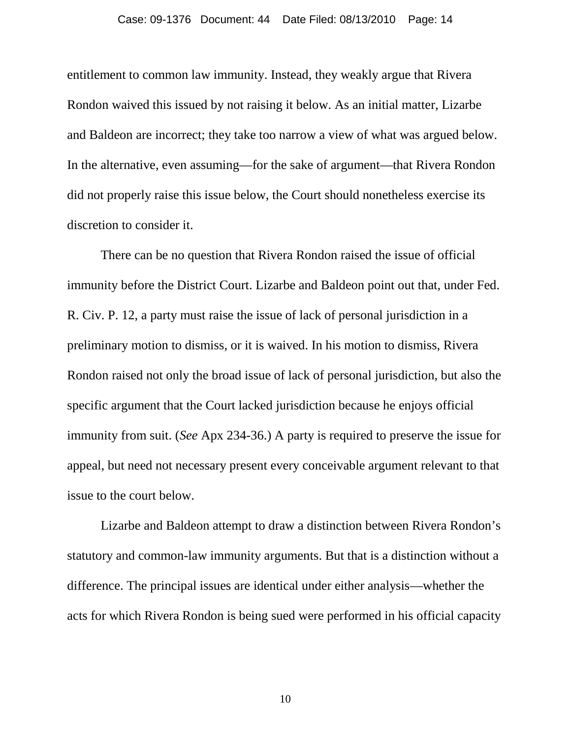entitlement to common law immunity. Instead, they weakly argue that Rivera Rondon waived this issued by not raising it below. As an initial matter, Lizarbe and Baldeon are incorrect; they take too narrow a view of what was argued below. In the alternative, even assuming—for the sake of argument—that Rivera Rondon did not properly raise this issue below, the Court should nonetheless exercise its discretion to consider it.

There can be no question that Rivera Rondon raised the issue of official immunity before the District Court. Lizarbe and Baldeon point out that, under Fed. R. Civ. P. 12, a party must raise the issue of lack of personal jurisdiction in a preliminary motion to dismiss, or it is waived. In his motion to dismiss, Rivera Rondon raised not only the broad issue of lack of personal jurisdiction, but also the specific argument that the Court lacked jurisdiction because he enjoys official immunity from suit. (*See* Apx 234-36.) A party is required to preserve the issue for appeal, but need not necessary present every conceivable argument relevant to that issue to the court below.

Lizarbe and Baldeon attempt to draw a distinction between Rivera Rondon's statutory and common-law immunity arguments. But that is a distinction without a difference. The principal issues are identical under either analysis—whether the acts for which Rivera Rondon is being sued were performed in his official capacity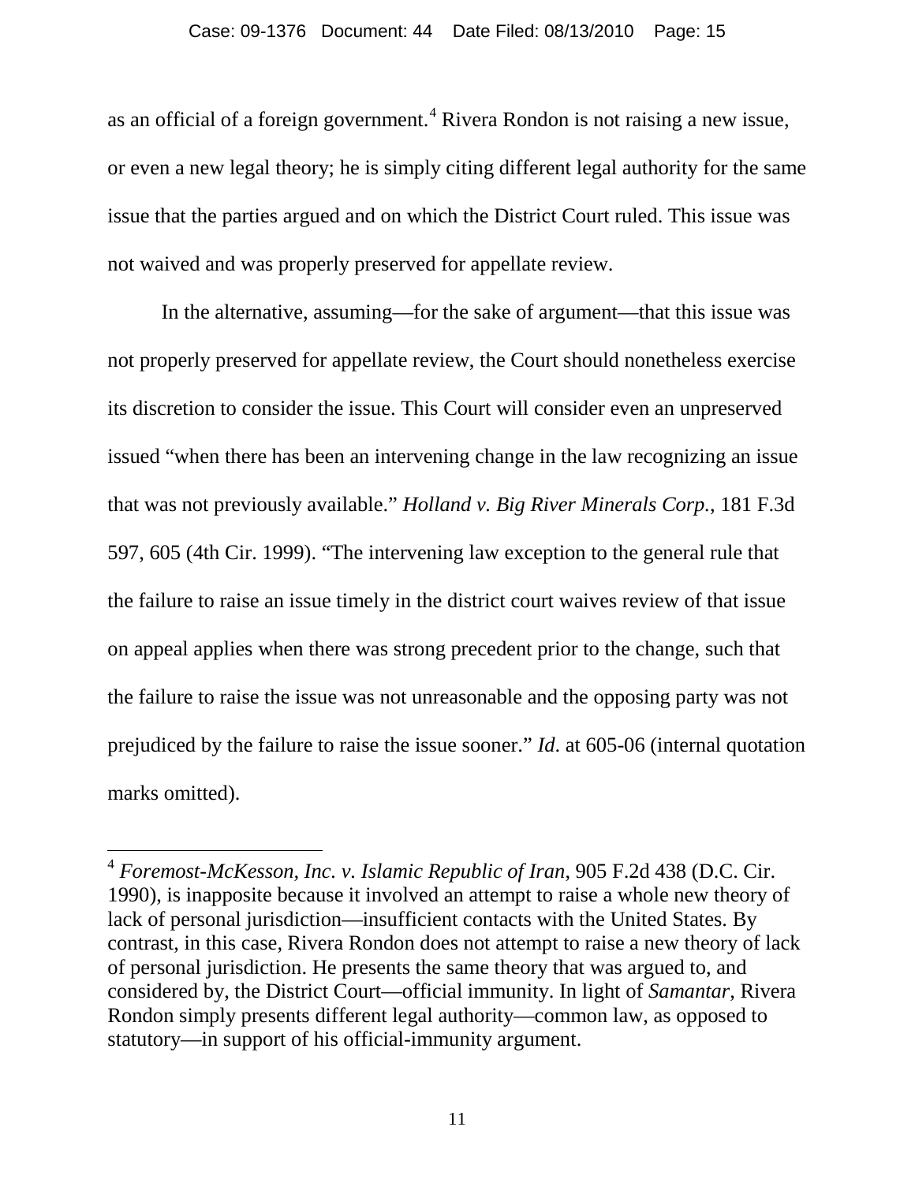as an official of a foreign government.[4] Rivera Rondon is not raising a new issue, or even a new legal theory; he is simply citing different legal authority for the same issue that the parties argued and on which the District Court ruled. This issue was not waived and was properly preserved for appellate review.

In the alternative, assuming—for the sake of argument—that this issue was not properly preserved for appellate review, the Court should nonetheless exercise its discretion to consider the issue. This Court will consider even an unpreserved issued "when there has been an intervening change in the law recognizing an issue that was not previously available." *Holland v. Big River Minerals Corp.*, 181 F.3d 597, 605 (4th Cir. 1999). "The intervening law exception to the general rule that the failure to raise an issue timely in the district court waives review of that issue on appeal applies when there was strong precedent prior to the change, such that the failure to raise the issue was not unreasonable and the opposing party was not prejudiced by the failure to raise the issue sooner." *Id*. at 605-06 (internal quotation marks omitted).

---

[4] *Foremost-McKesson, Inc. v. Islamic Republic of Iran*, 905 F.2d 438 (D.C. Cir. 1990), is inapposite because it involved an attempt to raise a whole new theory of lack of personal jurisdiction—insufficient contacts with the United States. By contrast, in this case, Rivera Rondon does not attempt to raise a new theory of lack of personal jurisdiction. He presents the same theory that was argued to, and considered by, the District Court—official immunity. In light of *Samantar*, Rivera Rondon simply presents different legal authority—common law, as opposed to statutory—in support of his official-immunity argument.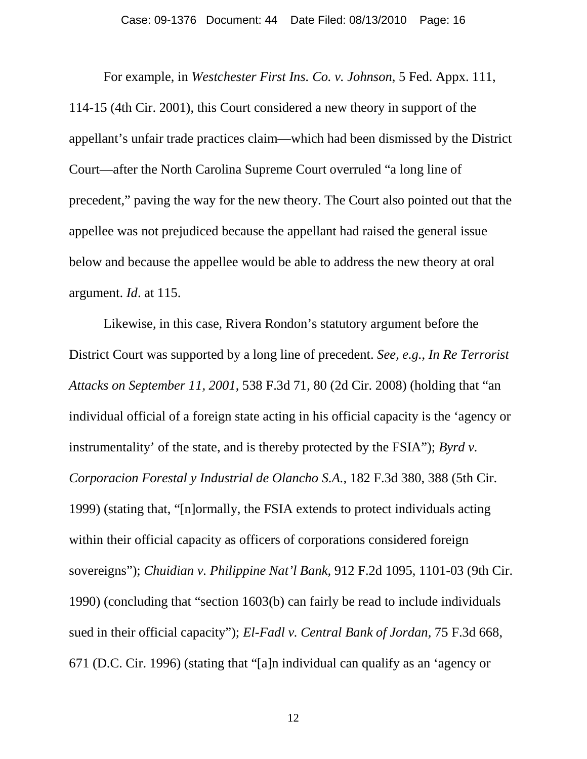For example, in *Westchester First Ins. Co. v. Johnson*, 5 Fed. Appx. 111, 114-15 (4th Cir. 2001), this Court considered a new theory in support of the appellant's unfair trade practices claim—which had been dismissed by the District Court—after the North Carolina Supreme Court overruled "a long line of precedent," paving the way for the new theory. The Court also pointed out that the appellee was not prejudiced because the appellant had raised the general issue below and because the appellee would be able to address the new theory at oral argument. *Id*. at 115.

Likewise, in this case, Rivera Rondon's statutory argument before the District Court was supported by a long line of precedent. *See, e.g.*, *In Re Terrorist Attacks on September 11, 2001*, 538 F.3d 71, 80 (2d Cir. 2008) (holding that "an individual official of a foreign state acting in his official capacity is the 'agency or instrumentality' of the state, and is thereby protected by the FSIA"); *Byrd v. Corporacion Forestal y Industrial de Olancho S.A.,* 182 F.3d 380, 388 (5th Cir. 1999) (stating that, "[n]ormally, the FSIA extends to protect individuals acting within their official capacity as officers of corporations considered foreign sovereigns"); *Chuidian v. Philippine Nat'l Bank,* 912 F.2d 1095, 1101-03 (9th Cir. 1990) (concluding that "section 1603(b) can fairly be read to include individuals sued in their official capacity"); *El-Fadl v. Central Bank of Jordan,* 75 F.3d 668, 671 (D.C. Cir. 1996) (stating that "[a]n individual can qualify as an 'agency or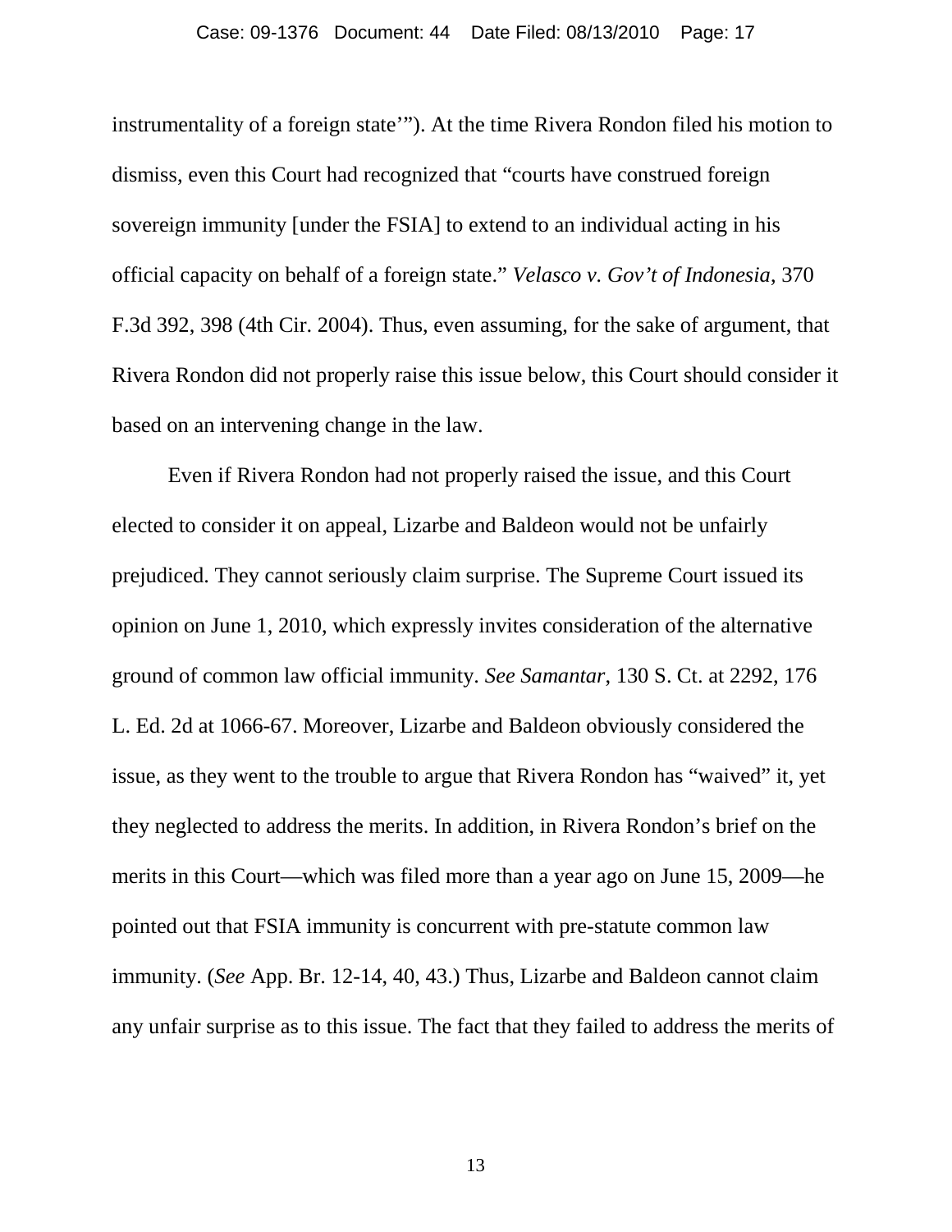instrumentality of a foreign state'"). At the time Rivera Rondon filed his motion to dismiss, even this Court had recognized that "courts have construed foreign sovereign immunity [under the FSIA] to extend to an individual acting in his official capacity on behalf of a foreign state." *Velasco v. Gov't of Indonesia*, 370 F.3d 392, 398 (4th Cir. 2004). Thus, even assuming, for the sake of argument, that Rivera Rondon did not properly raise this issue below, this Court should consider it based on an intervening change in the law.

Even if Rivera Rondon had not properly raised the issue, and this Court elected to consider it on appeal, Lizarbe and Baldeon would not be unfairly prejudiced. They cannot seriously claim surprise. The Supreme Court issued its opinion on June 1, 2010, which expressly invites consideration of the alternative ground of common law official immunity. *See Samantar*, 130 S. Ct. at 2292, 176 L. Ed. 2d at 1066-67. Moreover, Lizarbe and Baldeon obviously considered the issue, as they went to the trouble to argue that Rivera Rondon has "waived" it, yet they neglected to address the merits. In addition, in Rivera Rondon's brief on the merits in this Court—which was filed more than a year ago on June 15, 2009—he pointed out that FSIA immunity is concurrent with pre-statute common law immunity. (*See* App. Br. 12-14, 40, 43.) Thus, Lizarbe and Baldeon cannot claim any unfair surprise as to this issue. The fact that they failed to address the merits of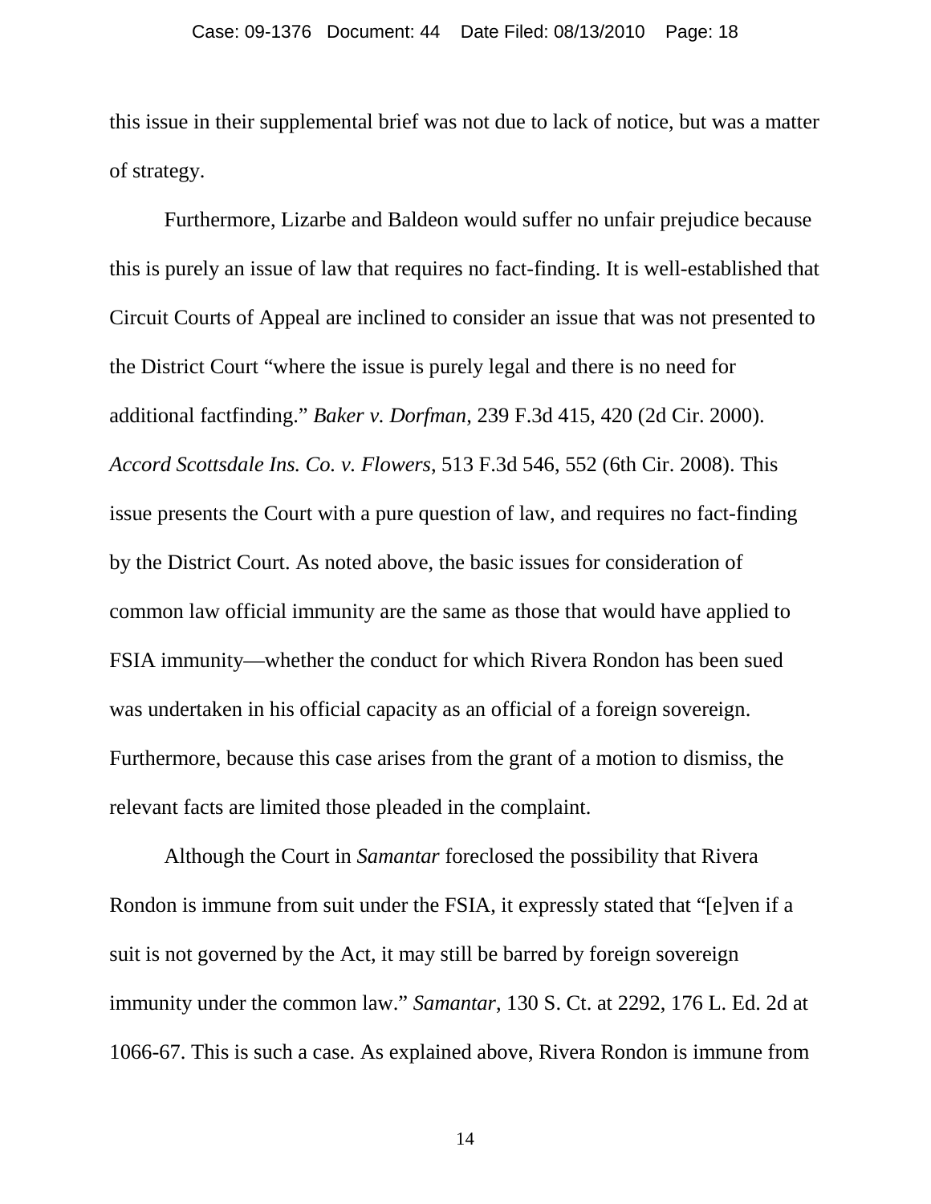this issue in their supplemental brief was not due to lack of notice, but was a matter of strategy.

Furthermore, Lizarbe and Baldeon would suffer no unfair prejudice because this is purely an issue of law that requires no fact-finding. It is well-established that Circuit Courts of Appeal are inclined to consider an issue that was not presented to the District Court "where the issue is purely legal and there is no need for additional factfinding." *Baker v. Dorfman*, 239 F.3d 415, 420 (2d Cir. 2000). *Accord Scottsdale Ins. Co. v. Flowers*, 513 F.3d 546, 552 (6th Cir. 2008). This issue presents the Court with a pure question of law, and requires no fact-finding by the District Court. As noted above, the basic issues for consideration of common law official immunity are the same as those that would have applied to FSIA immunity—whether the conduct for which Rivera Rondon has been sued was undertaken in his official capacity as an official of a foreign sovereign. Furthermore, because this case arises from the grant of a motion to dismiss, the relevant facts are limited those pleaded in the complaint.

Although the Court in *Samantar* foreclosed the possibility that Rivera Rondon is immune from suit under the FSIA, it expressly stated that "[e]ven if a suit is not governed by the Act, it may still be barred by foreign sovereign immunity under the common law." *Samantar*, 130 S. Ct. at 2292, 176 L. Ed. 2d at 1066-67. This is such a case. As explained above, Rivera Rondon is immune from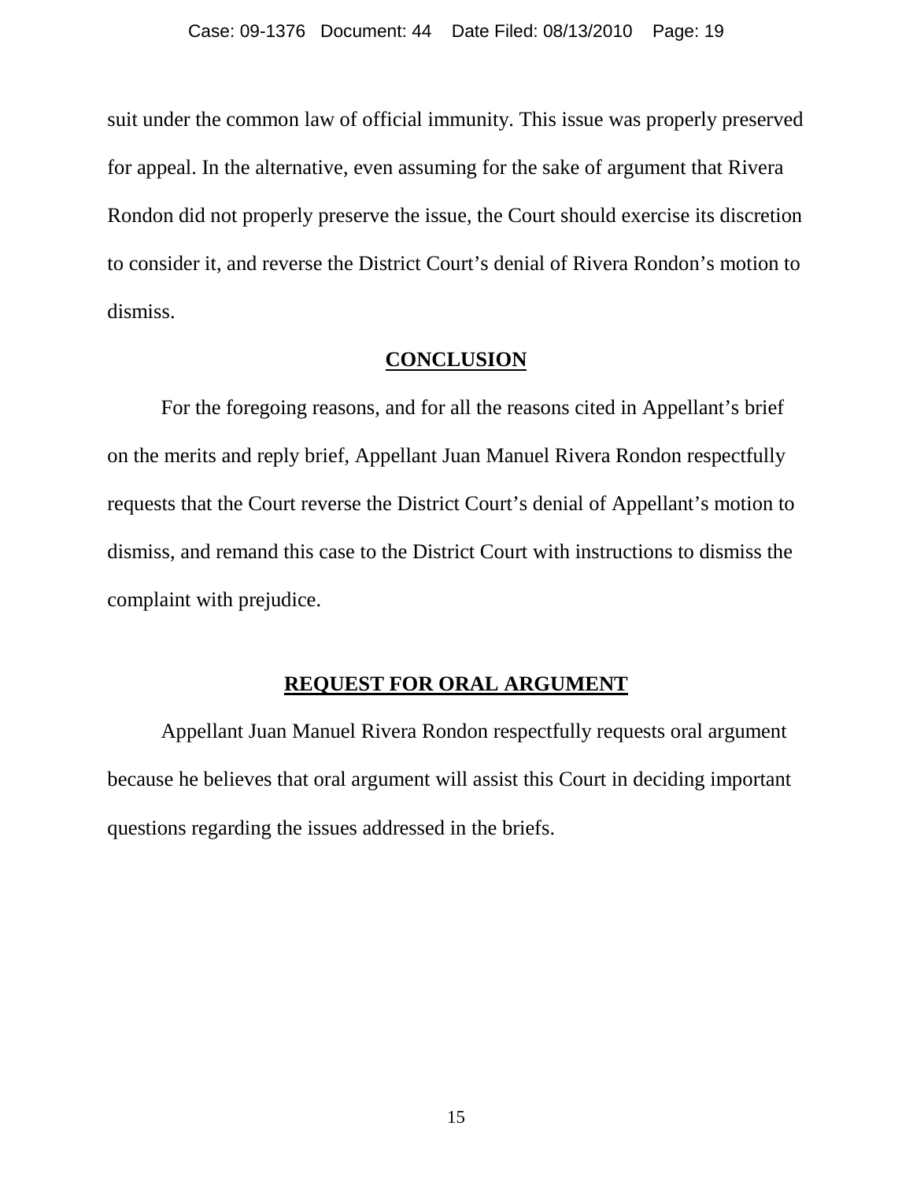suit under the common law of official immunity. This issue was properly preserved for appeal. In the alternative, even assuming for the sake of argument that Rivera Rondon did not properly preserve the issue, the Court should exercise its discretion to consider it, and reverse the District Court's denial of Rivera Rondon's motion to dismiss.

## CONCLUSION

For the foregoing reasons, and for all the reasons cited in Appellant's brief on the merits and reply brief, Appellant Juan Manuel Rivera Rondon respectfully requests that the Court reverse the District Court's denial of Appellant's motion to dismiss, and remand this case to the District Court with instructions to dismiss the complaint with prejudice.

## REQUEST FOR ORAL ARGUMENT

Appellant Juan Manuel Rivera Rondon respectfully requests oral argument because he believes that oral argument will assist this Court in deciding important questions regarding the issues addressed in the briefs.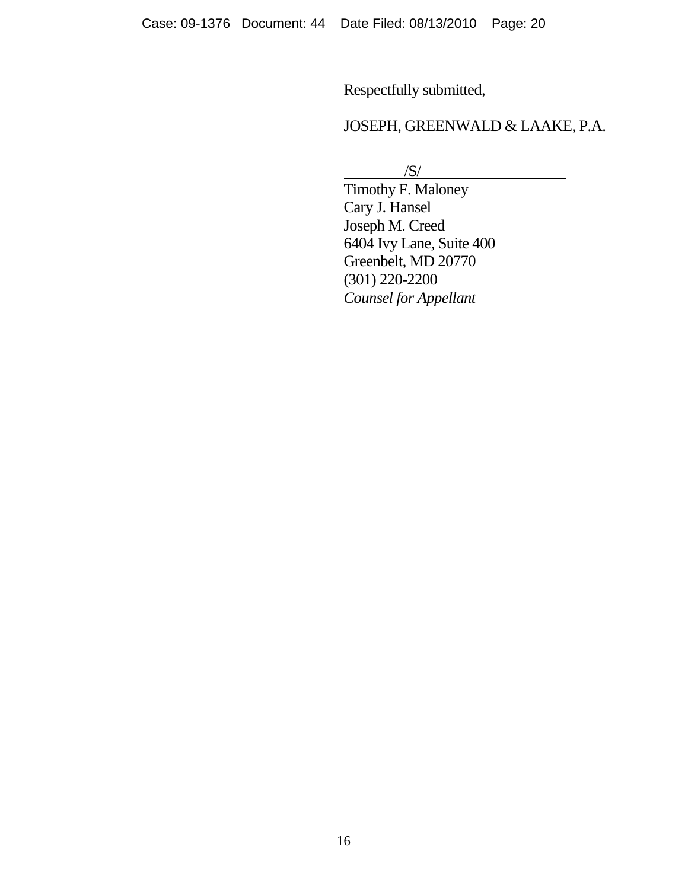Respectfully submitted,

JOSEPH, GREENWALD & LAAKE, P.A.

/S/

Timothy F. Maloney
Cary J. Hansel
Joseph M. Creed
6404 Ivy Lane, Suite 400
Greenbelt, MD 20770
(301) 220-2200
*Counsel for Appellant*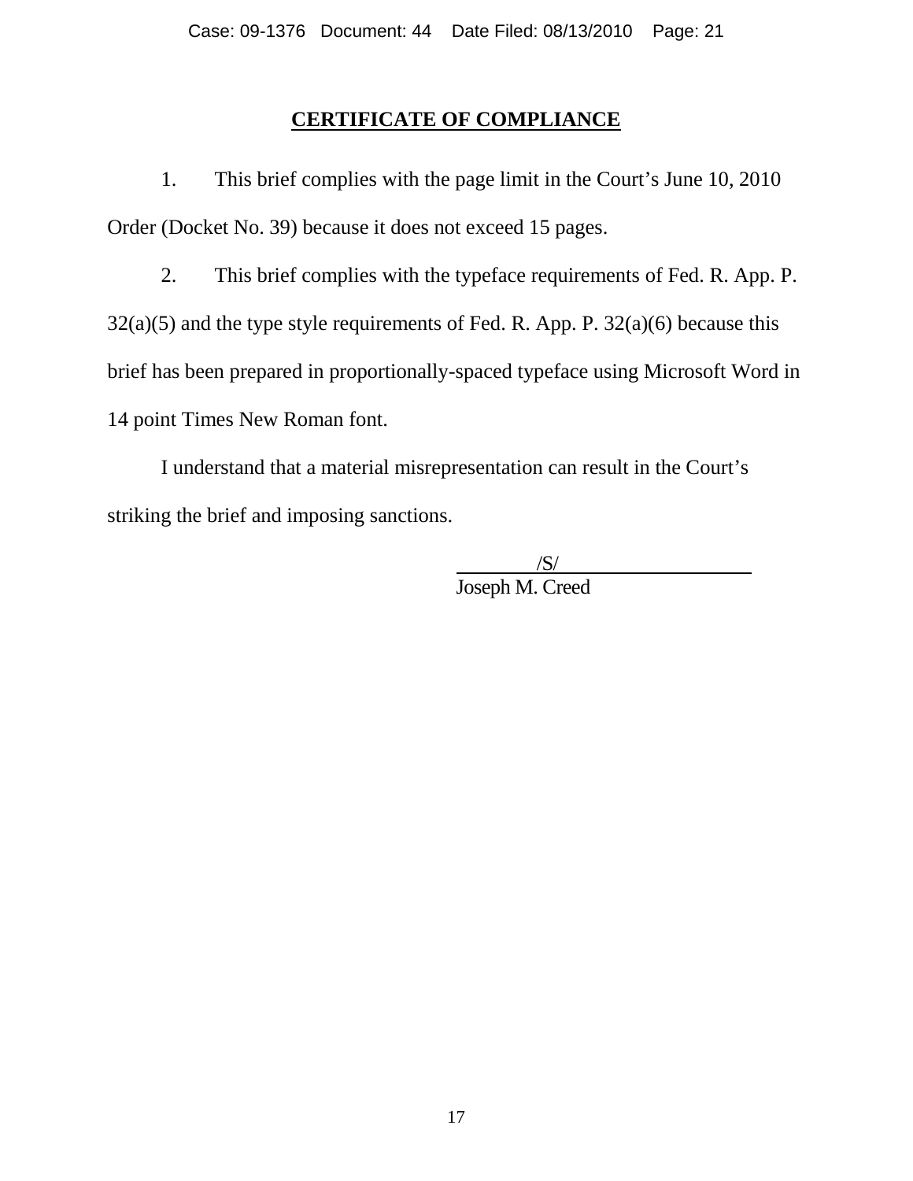## CERTIFICATE OF COMPLIANCE

1. This brief complies with the page limit in the Court's June 10, 2010 Order (Docket No. 39) because it does not exceed 15 pages.

2. This brief complies with the typeface requirements of Fed. R. App. P. 32(a)(5) and the type style requirements of Fed. R. App. P. 32(a)(6) because this brief has been prepared in proportionally-spaced typeface using Microsoft Word in 14 point Times New Roman font.

I understand that a material misrepresentation can result in the Court's striking the brief and imposing sanctions.

/S/
Joseph M. Creed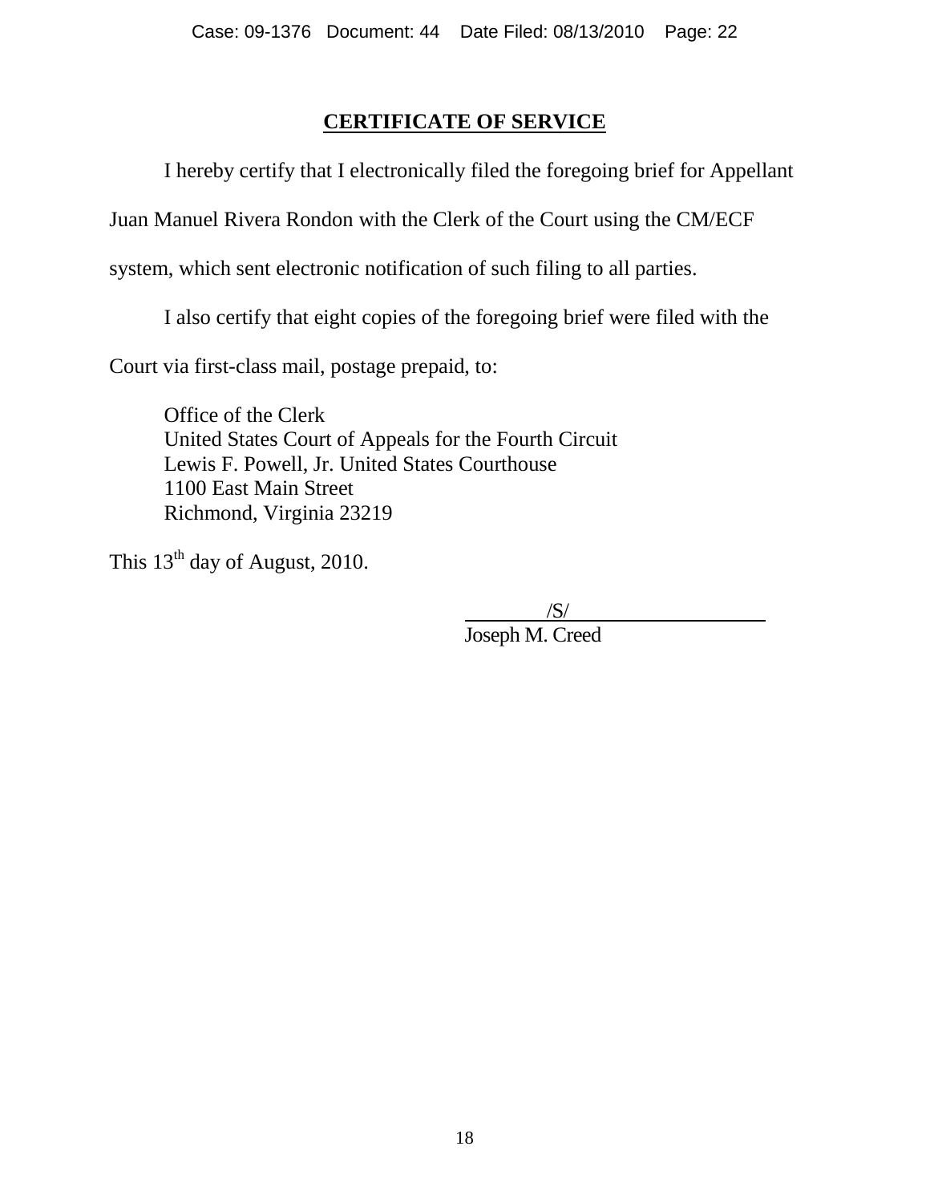## CERTIFICATE OF SERVICE

I hereby certify that I electronically filed the foregoing brief for Appellant Juan Manuel Rivera Rondon with the Clerk of the Court using the CM/ECF system, which sent electronic notification of such filing to all parties.

I also certify that eight copies of the foregoing brief were filed with the Court via first-class mail, postage prepaid, to:

Office of the Clerk
United States Court of Appeals for the Fourth Circuit
Lewis F. Powell, Jr. United States Courthouse
1100 East Main Street
Richmond, Virginia 23219

This 13th day of August, 2010.

/S/
Joseph M. Creed